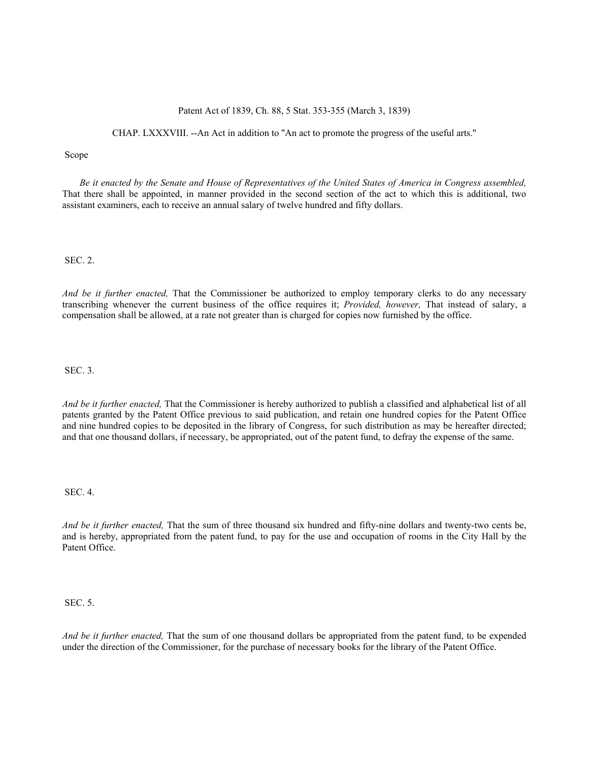Patent Act of 1839, Ch. 88, 5 Stat. 353-355 (March 3, 1839)

CHAP. LXXXVIII. --An Act in addition to "An act to promote the progress of the useful arts."

Scope

*Be it enacted by the Senate and House of Representatives of the United States of America in Congress assembled,* That there shall be appointed, in manner provided in the second section of the act to which this is additional, two assistant examiners, each to receive an annual salary of twelve hundred and fifty dollars.

SEC. 2.

*And be it further enacted,* That the Commissioner be authorized to employ temporary clerks to do any necessary transcribing whenever the current business of the office requires it; *Provided, however,* That instead of salary, a compensation shall be allowed, at a rate not greater than is charged for copies now furnished by the office.

SEC. 3.

*And be it further enacted,* That the Commissioner is hereby authorized to publish a classified and alphabetical list of all patents granted by the Patent Office previous to said publication, and retain one hundred copies for the Patent Office and nine hundred copies to be deposited in the library of Congress, for such distribution as may be hereafter directed; and that one thousand dollars, if necessary, be appropriated, out of the patent fund, to defray the expense of the same.

SEC. 4.

*And be it further enacted,* That the sum of three thousand six hundred and fifty-nine dollars and twenty-two cents be, and is hereby, appropriated from the patent fund, to pay for the use and occupation of rooms in the City Hall by the Patent Office.

SEC. 5.

*And be it further enacted,* That the sum of one thousand dollars be appropriated from the patent fund, to be expended under the direction of the Commissioner, for the purchase of necessary books for the library of the Patent Office.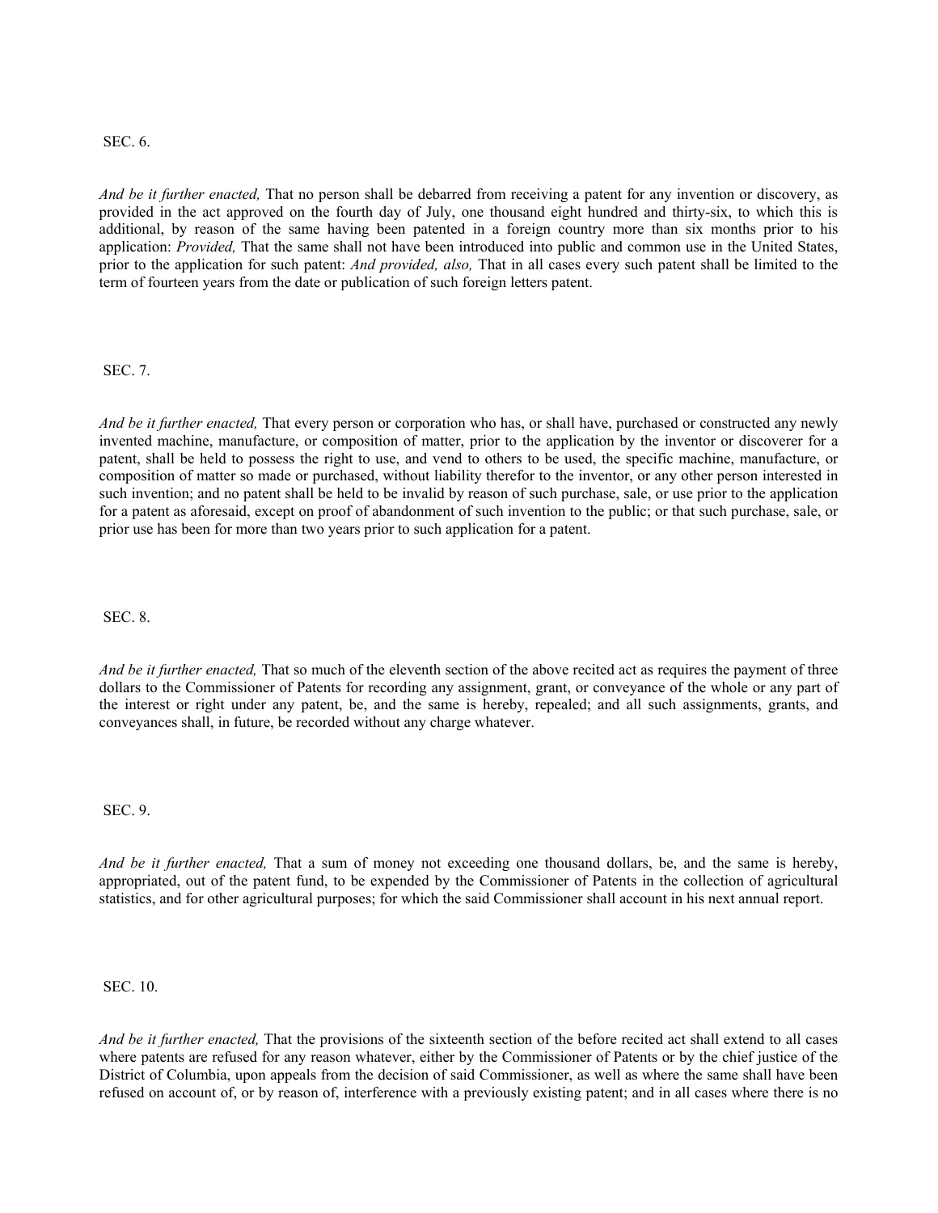SEC. 6.

*And be it further enacted,* That no person shall be debarred from receiving a patent for any invention or discovery, as provided in the act approved on the fourth day of July, one thousand eight hundred and thirty-six, to which this is additional, by reason of the same having been patented in a foreign country more than six months prior to his application: *Provided,* That the same shall not have been introduced into public and common use in the United States, prior to the application for such patent: *And provided, also,* That in all cases every such patent shall be limited to the term of fourteen years from the date or publication of such foreign letters patent.

SEC. 7.

*And be it further enacted,* That every person or corporation who has, or shall have, purchased or constructed any newly invented machine, manufacture, or composition of matter, prior to the application by the inventor or discoverer for a patent, shall be held to possess the right to use, and vend to others to be used, the specific machine, manufacture, or composition of matter so made or purchased, without liability therefor to the inventor, or any other person interested in such invention; and no patent shall be held to be invalid by reason of such purchase, sale, or use prior to the application for a patent as aforesaid, except on proof of abandonment of such invention to the public; or that such purchase, sale, or prior use has been for more than two years prior to such application for a patent.

SEC. 8.

*And be it further enacted,* That so much of the eleventh section of the above recited act as requires the payment of three dollars to the Commissioner of Patents for recording any assignment, grant, or conveyance of the whole or any part of the interest or right under any patent, be, and the same is hereby, repealed; and all such assignments, grants, and conveyances shall, in future, be recorded without any charge whatever.

SEC. 9.

*And be it further enacted,* That a sum of money not exceeding one thousand dollars, be, and the same is hereby, appropriated, out of the patent fund, to be expended by the Commissioner of Patents in the collection of agricultural statistics, and for other agricultural purposes; for which the said Commissioner shall account in his next annual report.

SEC. 10.

*And be it further enacted,* That the provisions of the sixteenth section of the before recited act shall extend to all cases where patents are refused for any reason whatever, either by the Commissioner of Patents or by the chief justice of the District of Columbia, upon appeals from the decision of said Commissioner, as well as where the same shall have been refused on account of, or by reason of, interference with a previously existing patent; and in all cases where there is no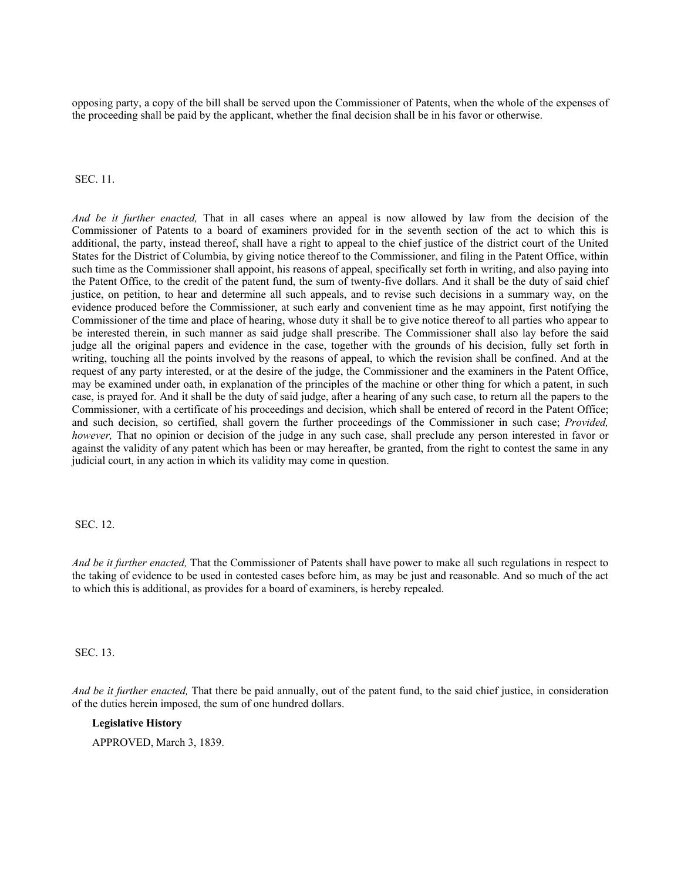opposing party, a copy of the bill shall be served upon the Commissioner of Patents, when the whole of the expenses of the proceeding shall be paid by the applicant, whether the final decision shall be in his favor or otherwise.

SEC. 11.

*And be it further enacted,* That in all cases where an appeal is now allowed by law from the decision of the Commissioner of Patents to a board of examiners provided for in the seventh section of the act to which this is additional, the party, instead thereof, shall have a right to appeal to the chief justice of the district court of the United States for the District of Columbia, by giving notice thereof to the Commissioner, and filing in the Patent Office, within such time as the Commissioner shall appoint, his reasons of appeal, specifically set forth in writing, and also paying into the Patent Office, to the credit of the patent fund, the sum of twenty-five dollars. And it shall be the duty of said chief justice, on petition, to hear and determine all such appeals, and to revise such decisions in a summary way, on the evidence produced before the Commissioner, at such early and convenient time as he may appoint, first notifying the Commissioner of the time and place of hearing, whose duty it shall be to give notice thereof to all parties who appear to be interested therein, in such manner as said judge shall prescribe. The Commissioner shall also lay before the said judge all the original papers and evidence in the case, together with the grounds of his decision, fully set forth in writing, touching all the points involved by the reasons of appeal, to which the revision shall be confined. And at the request of any party interested, or at the desire of the judge, the Commissioner and the examiners in the Patent Office, may be examined under oath, in explanation of the principles of the machine or other thing for which a patent, in such case, is prayed for. And it shall be the duty of said judge, after a hearing of any such case, to return all the papers to the Commissioner, with a certificate of his proceedings and decision, which shall be entered of record in the Patent Office; and such decision, so certified, shall govern the further proceedings of the Commissioner in such case; *Provided, however,* That no opinion or decision of the judge in any such case, shall preclude any person interested in favor or against the validity of any patent which has been or may hereafter, be granted, from the right to contest the same in any judicial court, in any action in which its validity may come in question.

SEC. 12.

*And be it further enacted,* That the Commissioner of Patents shall have power to make all such regulations in respect to the taking of evidence to be used in contested cases before him, as may be just and reasonable. And so much of the act to which this is additional, as provides for a board of examiners, is hereby repealed.

SEC. 13.

*And be it further enacted,* That there be paid annually, out of the patent fund, to the said chief justice, in consideration of the duties herein imposed, the sum of one hundred dollars.

**Legislative History**

APPROVED, March 3, 1839.